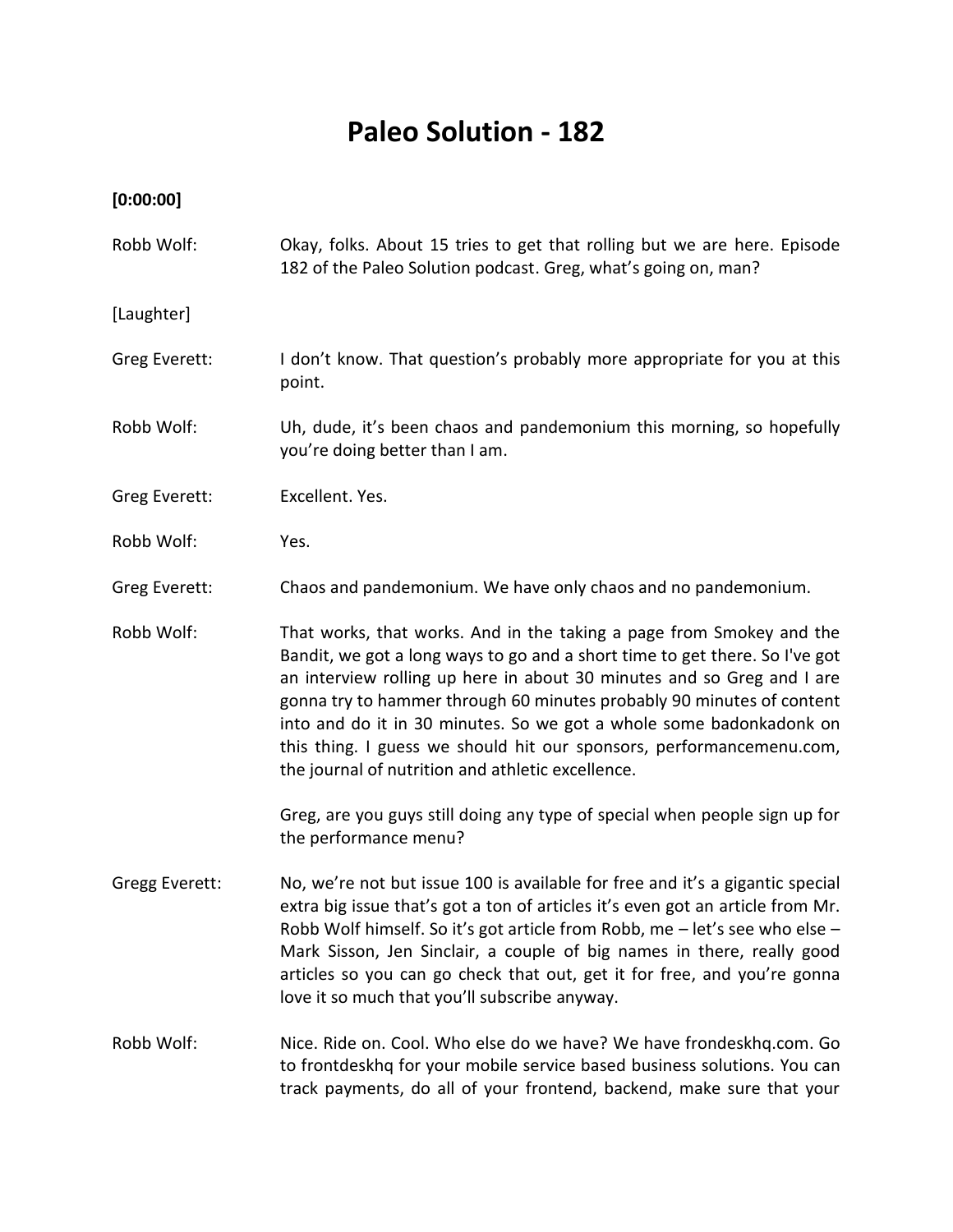# Paleo Solution - 182

**[0:00:00]**

Robb Wolf: Okay, folks. About 15 tries to get that rolling but we are here. Episode 182 of the Paleo Solution podcast. Greg, what's going on, man?

[Laughter]

Greg Everett: I don't know. That question's probably more appropriate for you at this point.

Robb Wolf: Uh, dude, it's been chaos and pandemonium this morning, so hopefully you're doing better than I am.

Greg Everett: Excellent. Yes.

Robb Wolf: Yes.

Greg Everett: Chaos and pandemonium. We have only chaos and no pandemonium.

Robb Wolf: That works, that works. And in the taking a page from Smokey and the Bandit, we got a long ways to go and a short time to get there. So I've got an interview rolling up here in about 30 minutes and so Greg and I are gonna try to hammer through 60 minutes probably 90 minutes of content into and do it in 30 minutes. So we got a whole some badonkadonk on this thing. I guess we should hit our sponsors, performancemenu.com, the journal of nutrition and athletic excellence.

Greg, are you guys still doing any type of special when people sign up for the performance menu?

Gregg Everett: No, we're not but issue 100 is available for free and it's a gigantic special extra big issue that's got a ton of articles it's even got an article from Mr. Robb Wolf himself. So it's got article from Robb, me – let's see who else – Mark Sisson, Jen Sinclair, a couple of big names in there, really good articles so you can go check that out, get it for free, and you're gonna love it so much that you'll subscribe anyway.

Robb Wolf: Nice. Ride on. Cool. Who else do we have? We have frondeskhq.com. Go to frontdeskhq for your mobile service based business solutions. You can track payments, do all of your frontend, backend, make sure that your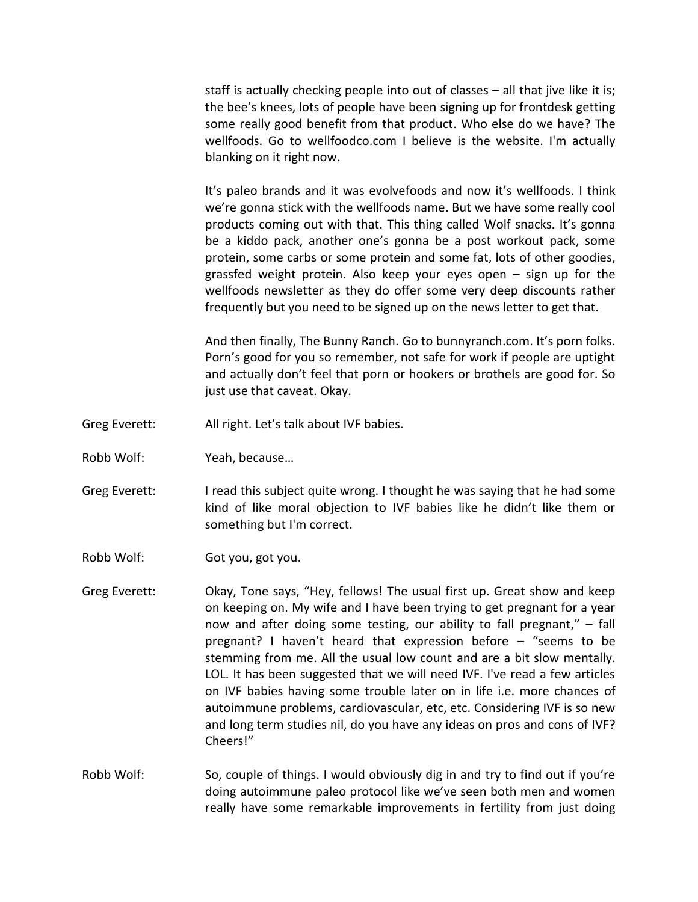staff is actually checking people into out of classes – all that jive like it is; the bee's knees, lots of people have been signing up for frontdesk getting some really good benefit from that product. Who else do we have? The wellfoods. Go to wellfoodco.com I believe is the website. I'm actually blanking on it right now.

It's paleo brands and it was evolvefoods and now it's wellfoods. I think we're gonna stick with the wellfoods name. But we have some really cool products coming out with that. This thing called Wolf snacks. It's gonna be a kiddo pack, another one's gonna be a post workout pack, some protein, some carbs or some protein and some fat, lots of other goodies, grassfed weight protein. Also keep your eyes open – sign up for the wellfoods newsletter as they do offer some very deep discounts rather frequently but you need to be signed up on the news letter to get that.

And then finally, The Bunny Ranch. Go to bunnyranch.com. It's porn folks. Porn's good for you so remember, not safe for work if people are uptight and actually don't feel that porn or hookers or brothels are good for. So just use that caveat. Okay.

Greg Everett: All right. Let's talk about IVF babies.

Robb Wolf: Yeah, because…

Greg Everett: I read this subject quite wrong. I thought he was saying that he had some kind of like moral objection to IVF babies like he didn't like them or something but I'm correct.

Robb Wolf: Got you, got you.

Greg Everett: Okay, Tone says, "Hey, fellows! The usual first up. Great show and keep on keeping on. My wife and I have been trying to get pregnant for a year now and after doing some testing, our ability to fall pregnant," – fall pregnant? I haven't heard that expression before – "seems to be stemming from me. All the usual low count and are a bit slow mentally. LOL. It has been suggested that we will need IVF. I've read a few articles on IVF babies having some trouble later on in life i.e. more chances of autoimmune problems, cardiovascular, etc, etc. Considering IVF is so new and long term studies nil, do you have any ideas on pros and cons of IVF? Cheers!"

Robb Wolf: So, couple of things. I would obviously dig in and try to find out if you're doing autoimmune paleo protocol like we've seen both men and women really have some remarkable improvements in fertility from just doing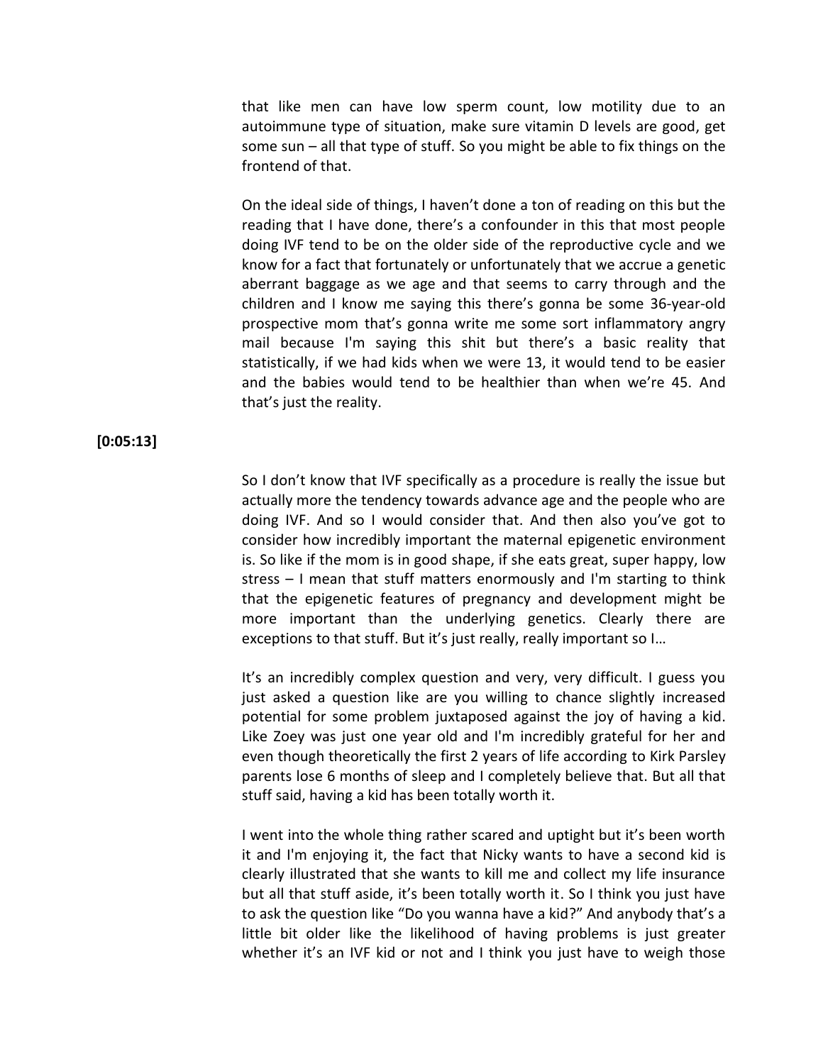that like men can have low sperm count, low motility due to an autoimmune type of situation, make sure vitamin D levels are good, get some sun – all that type of stuff. So you might be able to fix things on the frontend of that.

On the ideal side of things, I haven't done a ton of reading on this but the reading that I have done, there's a confounder in this that most people doing IVF tend to be on the older side of the reproductive cycle and we know for a fact that fortunately or unfortunately that we accrue a genetic aberrant baggage as we age and that seems to carry through and the children and I know me saying this there's gonna be some 36-year-old prospective mom that's gonna write me some sort inflammatory angry mail because I'm saying this shit but there's a basic reality that statistically, if we had kids when we were 13, it would tend to be easier and the babies would tend to be healthier than when we're 45. And that's just the reality.

**[0:05:13]**

So I don't know that IVF specifically as a procedure is really the issue but actually more the tendency towards advance age and the people who are doing IVF. And so I would consider that. And then also you've got to consider how incredibly important the maternal epigenetic environment is. So like if the mom is in good shape, if she eats great, super happy, low stress – I mean that stuff matters enormously and I'm starting to think that the epigenetic features of pregnancy and development might be more important than the underlying genetics. Clearly there are exceptions to that stuff. But it's just really, really important so I…

It's an incredibly complex question and very, very difficult. I guess you just asked a question like are you willing to chance slightly increased potential for some problem juxtaposed against the joy of having a kid. Like Zoey was just one year old and I'm incredibly grateful for her and even though theoretically the first 2 years of life according to Kirk Parsley parents lose 6 months of sleep and I completely believe that. But all that stuff said, having a kid has been totally worth it.

I went into the whole thing rather scared and uptight but it's been worth it and I'm enjoying it, the fact that Nicky wants to have a second kid is clearly illustrated that she wants to kill me and collect my life insurance but all that stuff aside, it's been totally worth it. So I think you just have to ask the question like "Do you wanna have a kid?" And anybody that's a little bit older like the likelihood of having problems is just greater whether it's an IVF kid or not and I think you just have to weigh those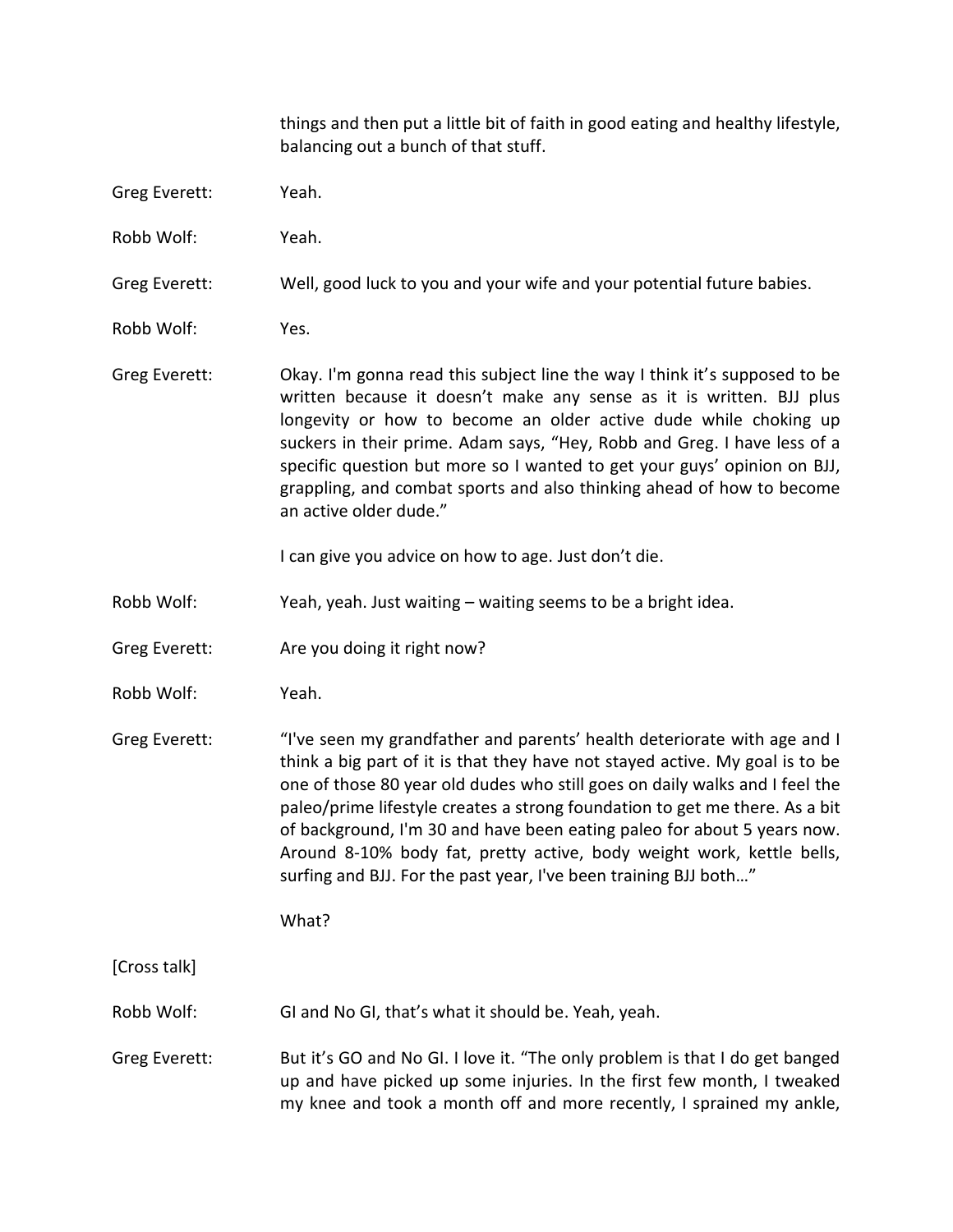things and then put a little bit of faith in good eating and healthy lifestyle, balancing out a bunch of that stuff.

Greg Everett: Yeah.

Robb Wolf: Yeah.

Greg Everett: Well, good luck to you and your wife and your potential future babies.

Robb Wolf: Yes.

Greg Everett: Okay. I'm gonna read this subject line the way I think it's supposed to be written because it doesn't make any sense as it is written. BJJ plus longevity or how to become an older active dude while choking up suckers in their prime. Adam says, "Hey, Robb and Greg. I have less of a specific question but more so I wanted to get your guys' opinion on BJJ, grappling, and combat sports and also thinking ahead of how to become an active older dude."

I can give you advice on how to age. Just don't die.

Robb Wolf: Yeah, yeah. Just waiting – waiting seems to be a bright idea.

Greg Everett: Are you doing it right now?

Robb Wolf: Yeah.

Greg Everett: "I've seen my grandfather and parents' health deteriorate with age and I think a big part of it is that they have not stayed active. My goal is to be one of those 80 year old dudes who still goes on daily walks and I feel the paleo/prime lifestyle creates a strong foundation to get me there. As a bit of background, I'm 30 and have been eating paleo for about 5 years now. Around 8-10% body fat, pretty active, body weight work, kettle bells, surfing and BJJ. For the past year, I've been training BJJ both…"

What?

[Cross talk]

Robb Wolf: GI and No GI, that's what it should be. Yeah, yeah.

Greg Everett: But it's GO and No GI. I love it. "The only problem is that I do get banged up and have picked up some injuries. In the first few month, I tweaked my knee and took a month off and more recently, I sprained my ankle,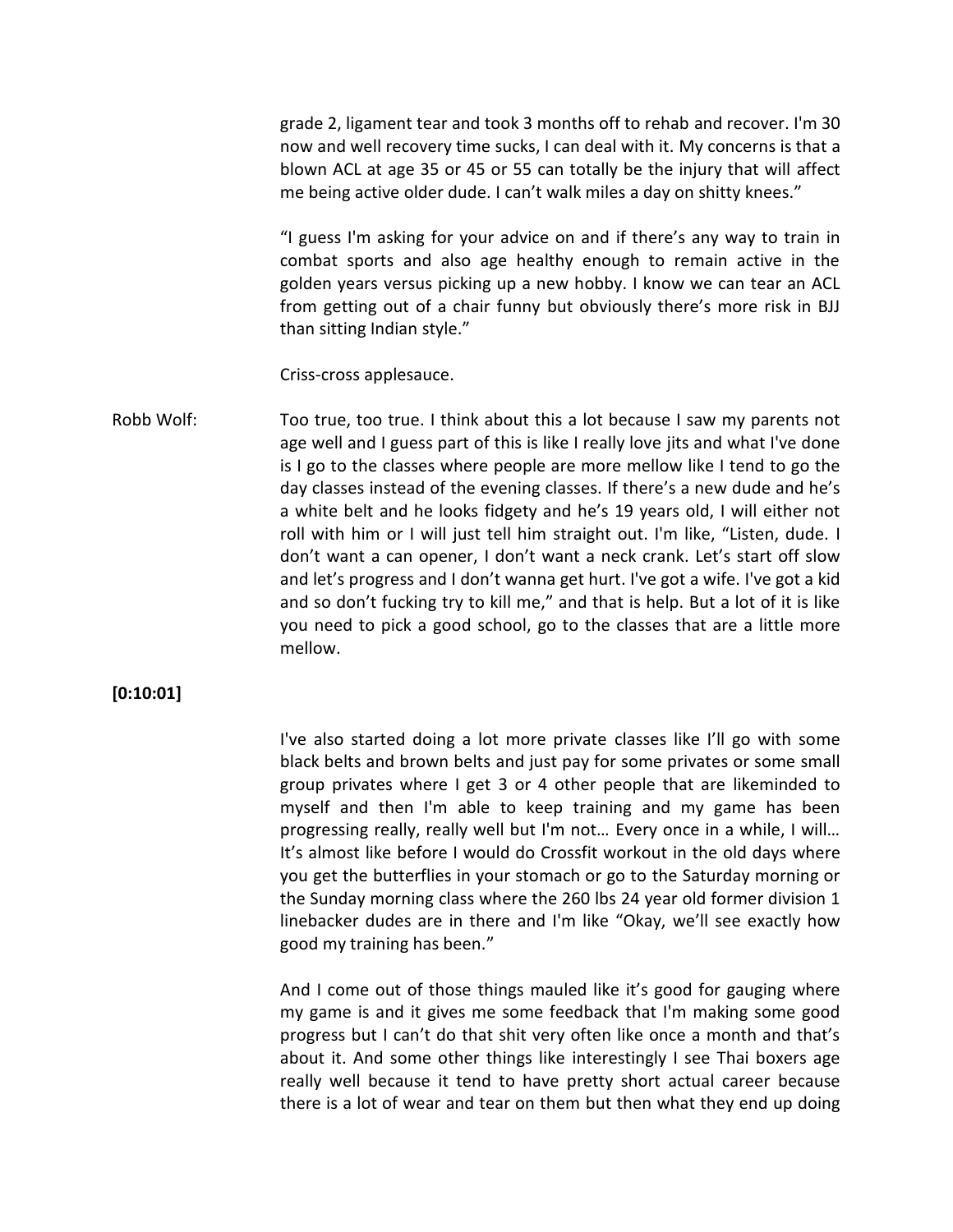grade 2, ligament tear and took 3 months off to rehab and recover. I'm 30 now and well recovery time sucks, I can deal with it. My concerns is that a blown ACL at age 35 or 45 or 55 can totally be the injury that will affect me being active older dude. I can't walk miles a day on shitty knees."

"I guess I'm asking for your advice on and if there's any way to train in combat sports and also age healthy enough to remain active in the golden years versus picking up a new hobby. I know we can tear an ACL from getting out of a chair funny but obviously there's more risk in BJJ than sitting Indian style."

Criss-cross applesauce.

**Robb Wolf:** Too true, too true. I think about this a lot because I saw my parents not age well and I guess part of this is like I really love jits and what I've done is I go to the classes where people are more mellow like I tend to go the day classes instead of the evening classes. If there's a new dude and he's a white belt and he looks fidgety and he's 19 years old, I will either not roll with him or I will just tell him straight out. I'm like, "Listen, dude. I don't want a can opener, I don't want a neck crank. Let's start off slow and let's progress and I don't wanna get hurt. I've got a wife. I've got a kid and so don't fucking try to kill me," and that is help. But a lot of it is like you need to pick a good school, go to the classes that are a little more mellow.

**[0:10:01]**

I've also started doing a lot more private classes like I'll go with some black belts and brown belts and just pay for some privates or some small group privates where I get 3 or 4 other people that are likeminded to myself and then I'm able to keep training and my game has been progressing really, really well but I'm not… Every once in a while, I will… It's almost like before I would do Crossfit workout in the old days where you get the butterflies in your stomach or go to the Saturday morning or the Sunday morning class where the 260 lbs 24 year old former division 1 linebacker dudes are in there and I'm like "Okay, we'll see exactly how good my training has been."

And I come out of those things mauled like it's good for gauging where my game is and it gives me some feedback that I'm making some good progress but I can't do that shit very often like once a month and that's about it. And some other things like interestingly I see Thai boxers age really well because it tend to have pretty short actual career because there is a lot of wear and tear on them but then what they end up doing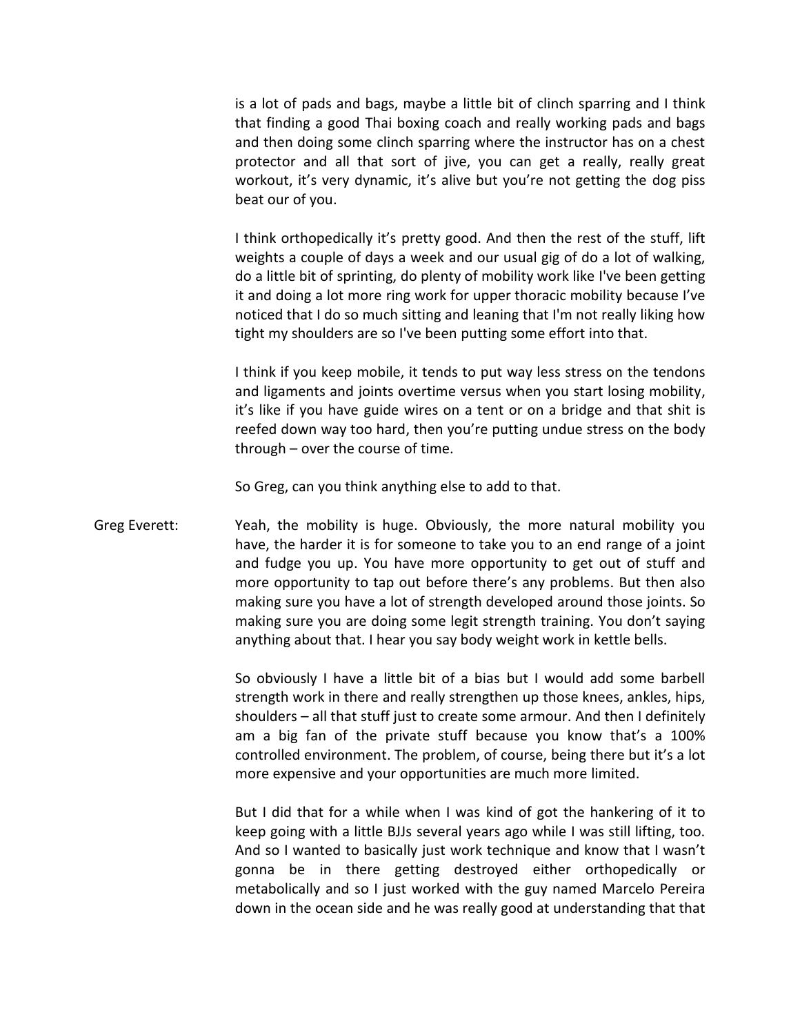is a lot of pads and bags, maybe a little bit of clinch sparring and I think that finding a good Thai boxing coach and really working pads and bags and then doing some clinch sparring where the instructor has on a chest protector and all that sort of jive, you can get a really, really great workout, it's very dynamic, it's alive but you're not getting the dog piss beat our of you.

I think orthopedically it's pretty good. And then the rest of the stuff, lift weights a couple of days a week and our usual gig of do a lot of walking, do a little bit of sprinting, do plenty of mobility work like I've been getting it and doing a lot more ring work for upper thoracic mobility because I've noticed that I do so much sitting and leaning that I'm not really liking how tight my shoulders are so I've been putting some effort into that.

I think if you keep mobile, it tends to put way less stress on the tendons and ligaments and joints overtime versus when you start losing mobility, it's like if you have guide wires on a tent or on a bridge and that shit is reefed down way too hard, then you're putting undue stress on the body through – over the course of time.

So Greg, can you think anything else to add to that.

Greg Everett: Yeah, the mobility is huge. Obviously, the more natural mobility you have, the harder it is for someone to take you to an end range of a joint and fudge you up. You have more opportunity to get out of stuff and more opportunity to tap out before there's any problems. But then also making sure you have a lot of strength developed around those joints. So making sure you are doing some legit strength training. You don't saying anything about that. I hear you say body weight work in kettle bells.

So obviously I have a little bit of a bias but I would add some barbell strength work in there and really strengthen up those knees, ankles, hips, shoulders – all that stuff just to create some armour. And then I definitely am a big fan of the private stuff because you know that's a 100% controlled environment. The problem, of course, being there but it's a lot more expensive and your opportunities are much more limited.

But I did that for a while when I was kind of got the hankering of it to keep going with a little BJJs several years ago while I was still lifting, too. And so I wanted to basically just work technique and know that I wasn't gonna be in there getting destroyed either orthopedically or metabolically and so I just worked with the guy named Marcelo Pereira down in the ocean side and he was really good at understanding that that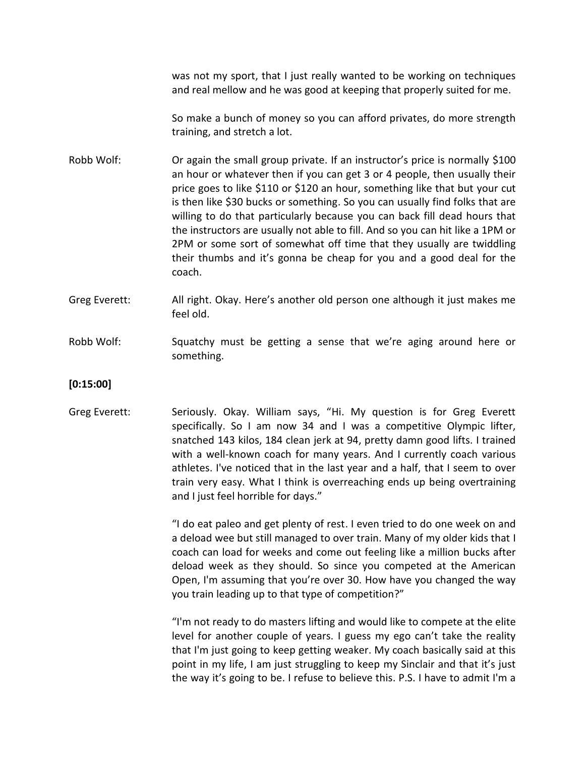was not my sport, that I just really wanted to be working on techniques and real mellow and he was good at keeping that properly suited for me.

So make a bunch of money so you can afford privates, do more strength training, and stretch a lot.

Robb Wolf: Or again the small group private. If an instructor's price is normally $100 an hour or whatever then if you can get 3 or 4 people, then usually their price goes to like $110 or $120 an hour, something like that but your cut is then like $30 bucks or something. So you can usually find folks that are willing to do that particularly because you can back fill dead hours that the instructors are usually not able to fill. And so you can hit like a 1PM or 2PM or some sort of somewhat off time that they usually are twiddling their thumbs and it's gonna be cheap for you and a good deal for the coach.

Greg Everett: All right. Okay. Here's another old person one although it just makes me feel old.

Robb Wolf: Squatchy must be getting a sense that we're aging around here or something.

**[0:15:00]**

Greg Everett: Seriously. Okay. William says, "Hi. My question is for Greg Everett specifically. So I am now 34 and I was a competitive Olympic lifter, snatched 143 kilos, 184 clean jerk at 94, pretty damn good lifts. I trained with a well-known coach for many years. And I currently coach various athletes. I've noticed that in the last year and a half, that I seem to over train very easy. What I think is overreaching ends up being overtraining and I just feel horrible for days."

"I do eat paleo and get plenty of rest. I even tried to do one week on and a deload wee but still managed to over train. Many of my older kids that I coach can load for weeks and come out feeling like a million bucks after deload week as they should. So since you competed at the American Open, I'm assuming that you're over 30. How have you changed the way you train leading up to that type of competition?"

"I'm not ready to do masters lifting and would like to compete at the elite level for another couple of years. I guess my ego can't take the reality that I'm just going to keep getting weaker. My coach basically said at this point in my life, I am just struggling to keep my Sinclair and that it's just the way it's going to be. I refuse to believe this. P.S. I have to admit I'm a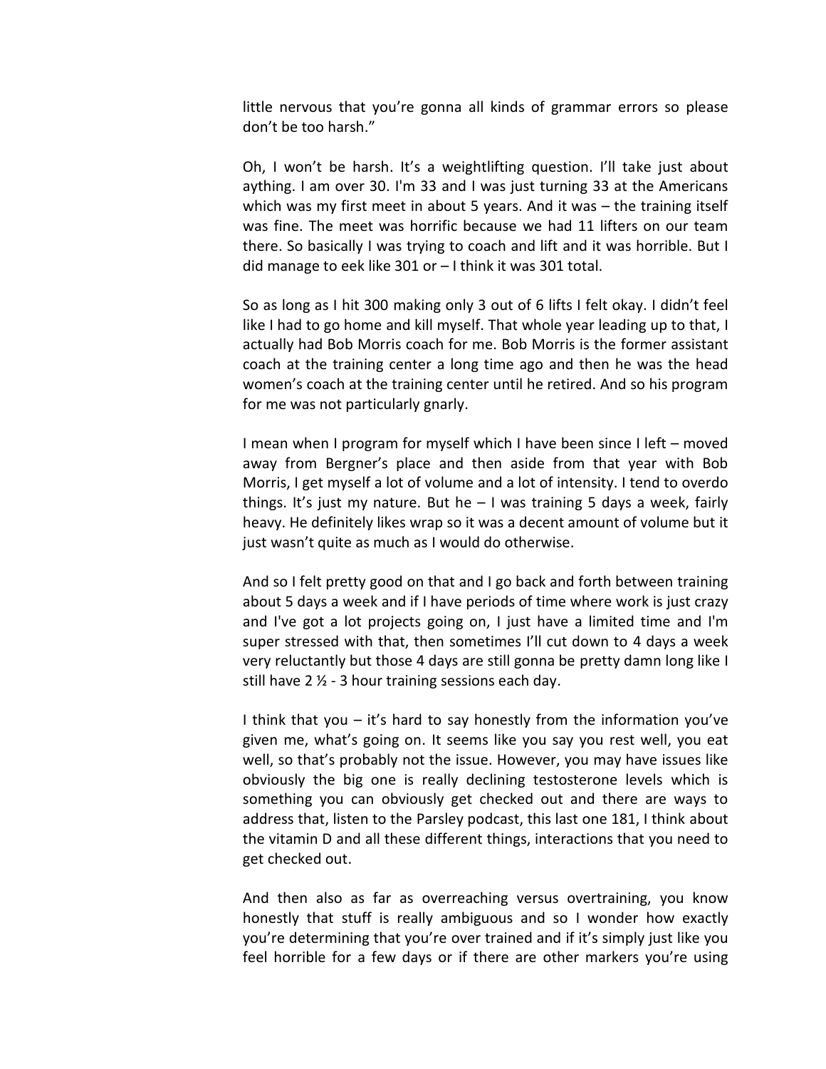little nervous that you're gonna all kinds of grammar errors so please don't be too harsh."

Oh, I won't be harsh. It's a weightlifting question. I'll take just about aything. I am over 30. I'm 33 and I was just turning 33 at the Americans which was my first meet in about 5 years. And it was – the training itself was fine. The meet was horrific because we had 11 lifters on our team there. So basically I was trying to coach and lift and it was horrible. But I did manage to eek like 301 or – I think it was 301 total.

So as long as I hit 300 making only 3 out of 6 lifts I felt okay. I didn't feel like I had to go home and kill myself. That whole year leading up to that, I actually had Bob Morris coach for me. Bob Morris is the former assistant coach at the training center a long time ago and then he was the head women's coach at the training center until he retired. And so his program for me was not particularly gnarly.

I mean when I program for myself which I have been since I left – moved away from Bergner's place and then aside from that year with Bob Morris, I get myself a lot of volume and a lot of intensity. I tend to overdo things. It's just my nature. But he – I was training 5 days a week, fairly heavy. He definitely likes wrap so it was a decent amount of volume but it just wasn't quite as much as I would do otherwise.

And so I felt pretty good on that and I go back and forth between training about 5 days a week and if I have periods of time where work is just crazy and I've got a lot projects going on, I just have a limited time and I'm super stressed with that, then sometimes I'll cut down to 4 days a week very reluctantly but those 4 days are still gonna be pretty damn long like I still have 2 ½ - 3 hour training sessions each day.

I think that you – it's hard to say honestly from the information you've given me, what's going on. It seems like you say you rest well, you eat well, so that's probably not the issue. However, you may have issues like obviously the big one is really declining testosterone levels which is something you can obviously get checked out and there are ways to address that, listen to the Parsley podcast, this last one 181, I think about the vitamin D and all these different things, interactions that you need to get checked out.

And then also as far as overreaching versus overtraining, you know honestly that stuff is really ambiguous and so I wonder how exactly you're determining that you're over trained and if it's simply just like you feel horrible for a few days or if there are other markers you're using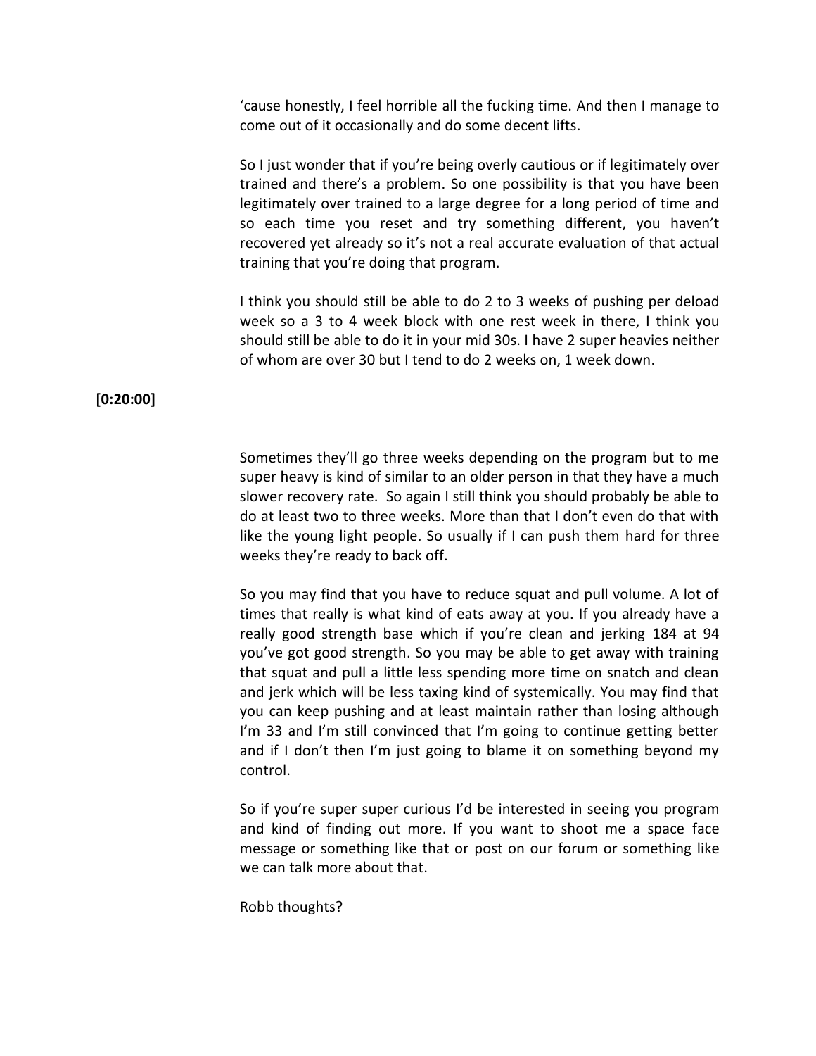'cause honestly, I feel horrible all the fucking time. And then I manage to come out of it occasionally and do some decent lifts.

So I just wonder that if you're being overly cautious or if legitimately over trained and there's a problem. So one possibility is that you have been legitimately over trained to a large degree for a long period of time and so each time you reset and try something different, you haven't recovered yet already so it's not a real accurate evaluation of that actual training that you're doing that program.

I think you should still be able to do 2 to 3 weeks of pushing per deload week so a 3 to 4 week block with one rest week in there, I think you should still be able to do it in your mid 30s. I have 2 super heavies neither of whom are over 30 but I tend to do 2 weeks on, 1 week down.

**[0:20:00]**

Sometimes they'll go three weeks depending on the program but to me super heavy is kind of similar to an older person in that they have a much slower recovery rate. So again I still think you should probably be able to do at least two to three weeks. More than that I don't even do that with like the young light people. So usually if I can push them hard for three weeks they're ready to back off.

So you may find that you have to reduce squat and pull volume. A lot of times that really is what kind of eats away at you. If you already have a really good strength base which if you're clean and jerking 184 at 94 you've got good strength. So you may be able to get away with training that squat and pull a little less spending more time on snatch and clean and jerk which will be less taxing kind of systemically. You may find that you can keep pushing and at least maintain rather than losing although I'm 33 and I'm still convinced that I'm going to continue getting better and if I don't then I'm just going to blame it on something beyond my control.

So if you're super super curious I'd be interested in seeing you program and kind of finding out more. If you want to shoot me a space face message or something like that or post on our forum or something like we can talk more about that.

Robb thoughts?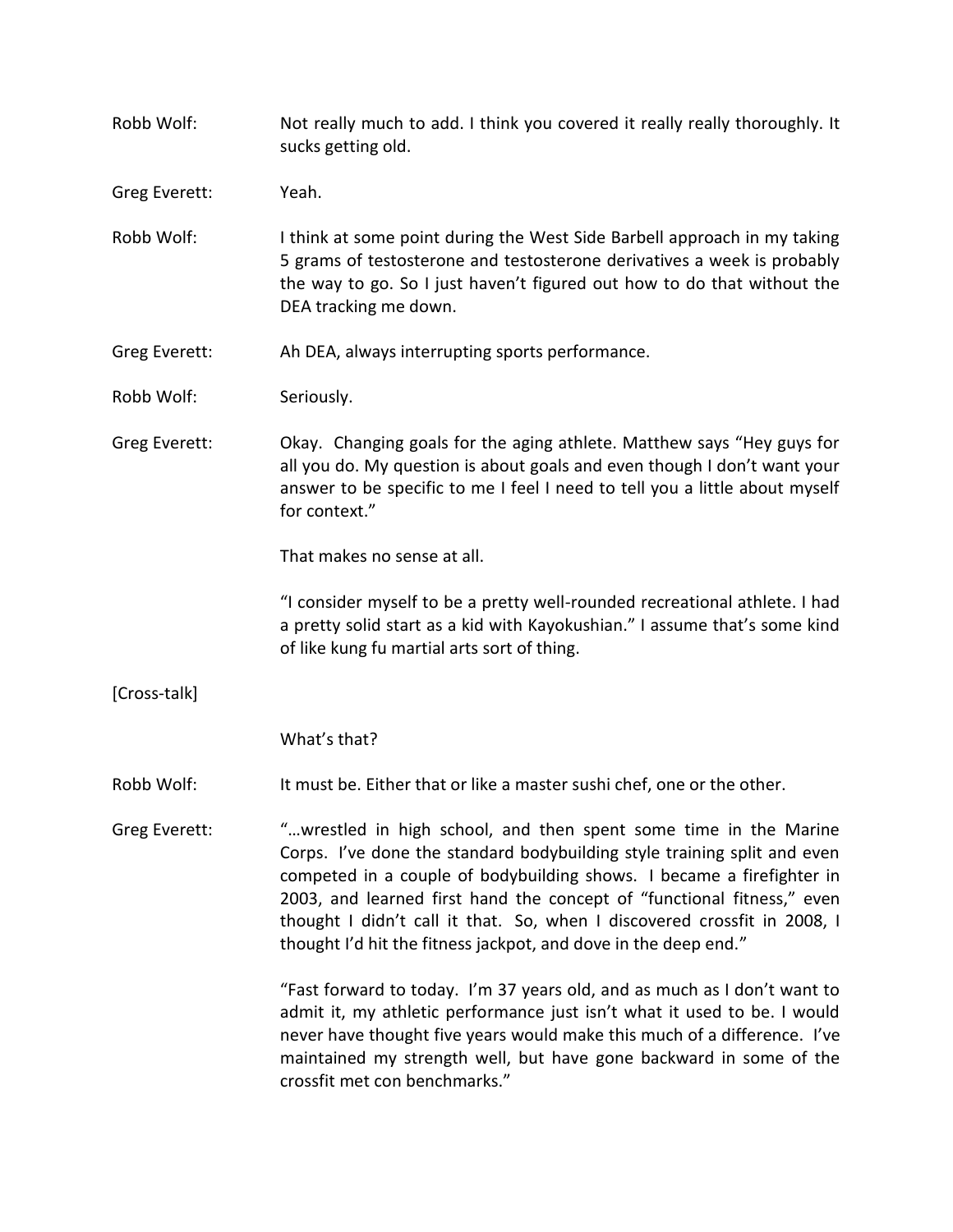Robb Wolf: Not really much to add. I think you covered it really really thoroughly. It sucks getting old.

Greg Everett: Yeah.

Robb Wolf: I think at some point during the West Side Barbell approach in my taking 5 grams of testosterone and testosterone derivatives a week is probably the way to go. So I just haven't figured out how to do that without the DEA tracking me down.

Greg Everett: Ah DEA, always interrupting sports performance.

Robb Wolf: Seriously.

Greg Everett: Okay. Changing goals for the aging athlete. Matthew says "Hey guys for all you do. My question is about goals and even though I don't want your answer to be specific to me I feel I need to tell you a little about myself for context."

That makes no sense at all.

"I consider myself to be a pretty well-rounded recreational athlete. I had a pretty solid start as a kid with Kayokushian." I assume that's some kind of like kung fu martial arts sort of thing.

[Cross-talk]

What's that?

Robb Wolf: It must be. Either that or like a master sushi chef, one or the other.

Greg Everett: "…wrestled in high school, and then spent some time in the Marine Corps. I've done the standard bodybuilding style training split and even competed in a couple of bodybuilding shows. I became a firefighter in 2003, and learned first hand the concept of "functional fitness," even thought I didn't call it that. So, when I discovered crossfit in 2008, I thought I'd hit the fitness jackpot, and dove in the deep end."

"Fast forward to today. I'm 37 years old, and as much as I don't want to admit it, my athletic performance just isn't what it used to be. I would never have thought five years would make this much of a difference. I've maintained my strength well, but have gone backward in some of the crossfit met con benchmarks."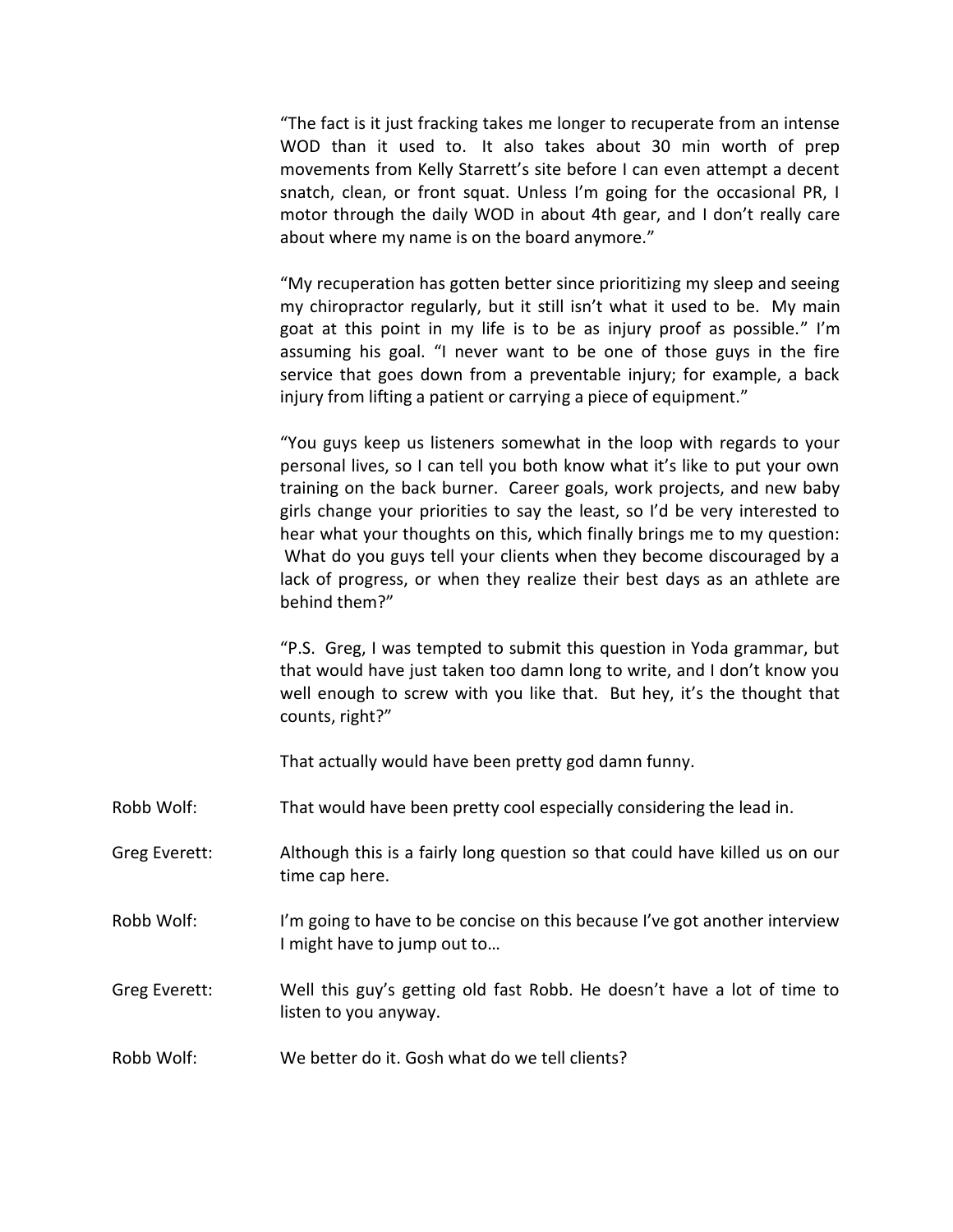"The fact is it just fracking takes me longer to recuperate from an intense WOD than it used to. It also takes about 30 min worth of prep movements from Kelly Starrett's site before I can even attempt a decent snatch, clean, or front squat. Unless I'm going for the occasional PR, I motor through the daily WOD in about 4th gear, and I don't really care about where my name is on the board anymore."

"My recuperation has gotten better since prioritizing my sleep and seeing my chiropractor regularly, but it still isn't what it used to be. My main goat at this point in my life is to be as injury proof as possible." I'm assuming his goal. "I never want to be one of those guys in the fire service that goes down from a preventable injury; for example, a back injury from lifting a patient or carrying a piece of equipment."

"You guys keep us listeners somewhat in the loop with regards to your personal lives, so I can tell you both know what it's like to put your own training on the back burner. Career goals, work projects, and new baby girls change your priorities to say the least, so I'd be very interested to hear what your thoughts on this, which finally brings me to my question: What do you guys tell your clients when they become discouraged by a lack of progress, or when they realize their best days as an athlete are behind them?"

"P.S. Greg, I was tempted to submit this question in Yoda grammar, but that would have just taken too damn long to write, and I don't know you well enough to screw with you like that. But hey, it's the thought that counts, right?"

That actually would have been pretty god damn funny.

Robb Wolf: That would have been pretty cool especially considering the lead in.

Greg Everett: Although this is a fairly long question so that could have killed us on our time cap here.

Robb Wolf: I'm going to have to be concise on this because I've got another interview I might have to jump out to…

Greg Everett: Well this guy's getting old fast Robb. He doesn't have a lot of time to listen to you anyway.

Robb Wolf: We better do it. Gosh what do we tell clients?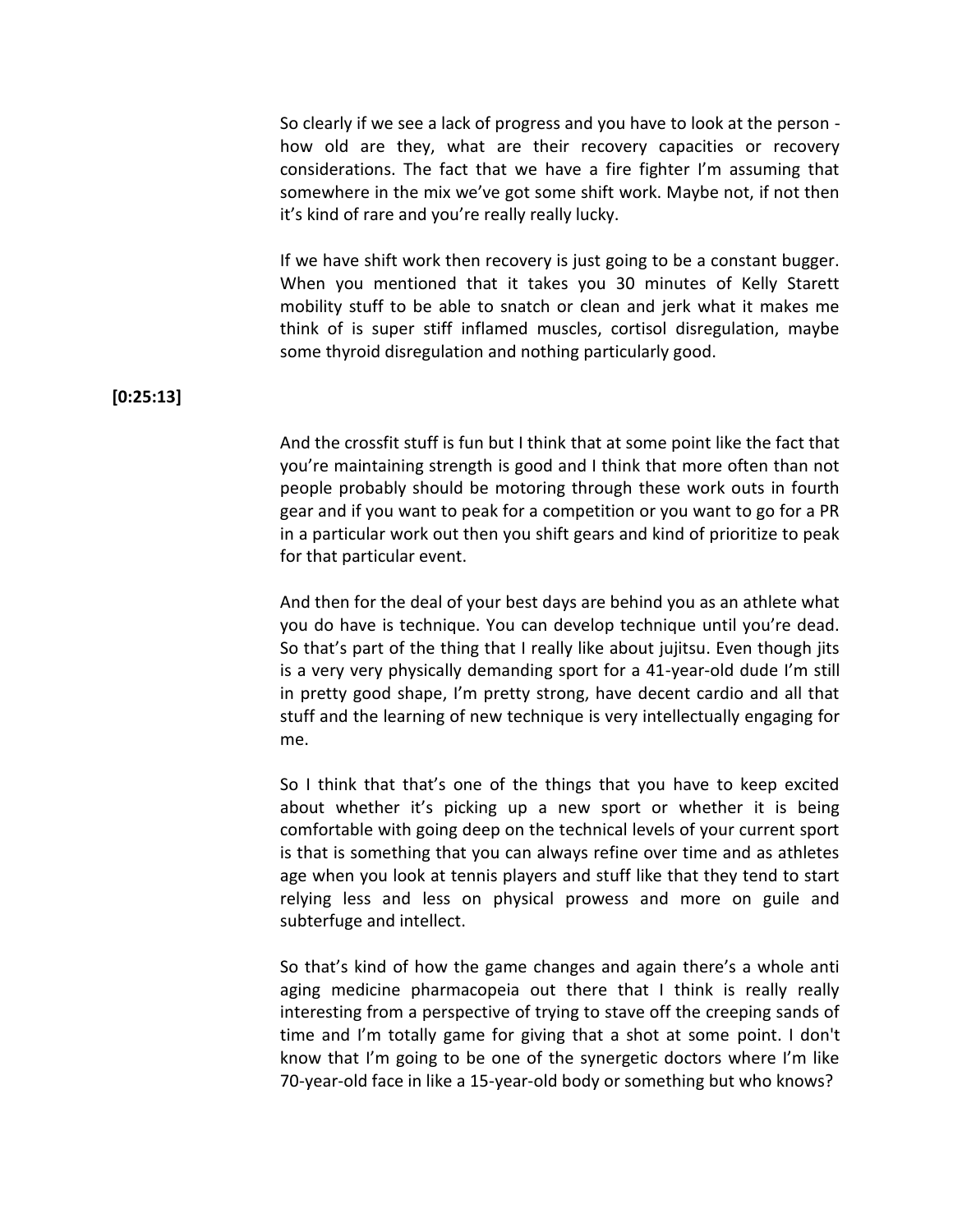So clearly if we see a lack of progress and you have to look at the person - how old are they, what are their recovery capacities or recovery considerations. The fact that we have a fire fighter I'm assuming that somewhere in the mix we've got some shift work. Maybe not, if not then it's kind of rare and you're really really lucky.

If we have shift work then recovery is just going to be a constant bugger. When you mentioned that it takes you 30 minutes of Kelly Starett mobility stuff to be able to snatch or clean and jerk what it makes me think of is super stiff inflamed muscles, cortisol disregulation, maybe some thyroid disregulation and nothing particularly good.

**[0:25:13]**

And the crossfit stuff is fun but I think that at some point like the fact that you're maintaining strength is good and I think that more often than not people probably should be motoring through these work outs in fourth gear and if you want to peak for a competition or you want to go for a PR in a particular work out then you shift gears and kind of prioritize to peak for that particular event.

And then for the deal of your best days are behind you as an athlete what you do have is technique. You can develop technique until you're dead. So that's part of the thing that I really like about jujitsu. Even though jits is a very very physically demanding sport for a 41-year-old dude I'm still in pretty good shape, I'm pretty strong, have decent cardio and all that stuff and the learning of new technique is very intellectually engaging for me.

So I think that that's one of the things that you have to keep excited about whether it's picking up a new sport or whether it is being comfortable with going deep on the technical levels of your current sport is that is something that you can always refine over time and as athletes age when you look at tennis players and stuff like that they tend to start relying less and less on physical prowess and more on guile and subterfuge and intellect.

So that's kind of how the game changes and again there's a whole anti aging medicine pharmacopeia out there that I think is really really interesting from a perspective of trying to stave off the creeping sands of time and I'm totally game for giving that a shot at some point. I don't know that I'm going to be one of the synergetic doctors where I'm like 70-year-old face in like a 15-year-old body or something but who knows?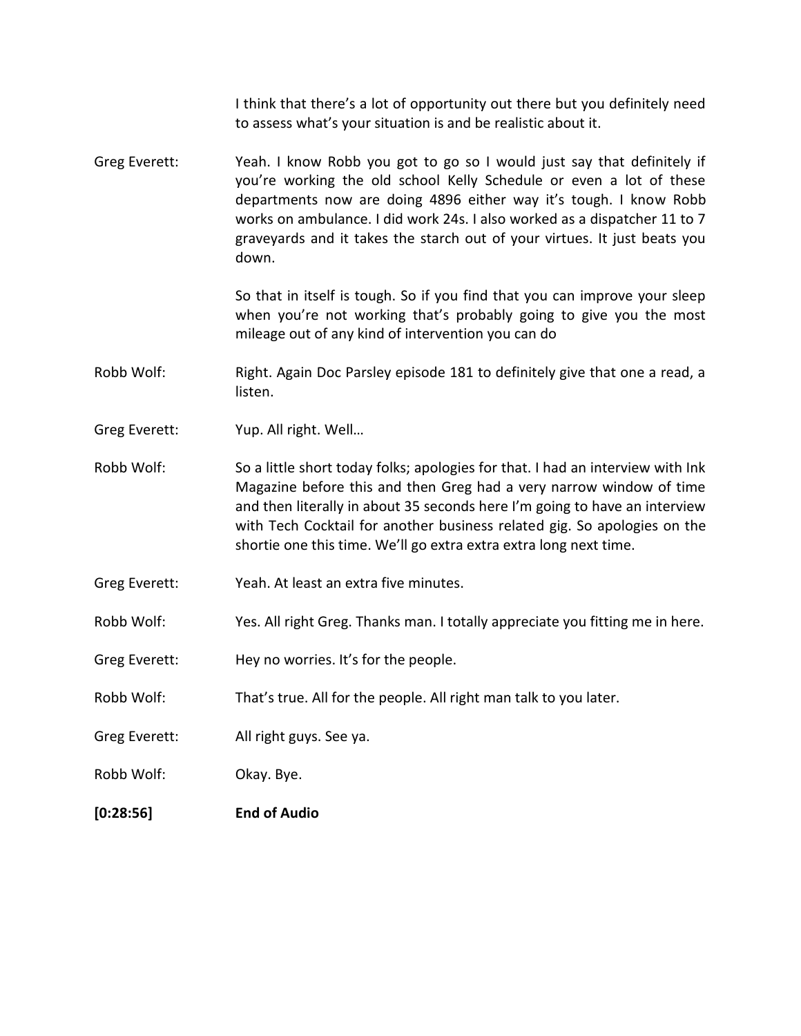I think that there's a lot of opportunity out there but you definitely need to assess what's your situation is and be realistic about it.

Greg Everett: Yeah. I know Robb you got to go so I would just say that definitely if you're working the old school Kelly Schedule or even a lot of these departments now are doing 4896 either way it's tough. I know Robb works on ambulance. I did work 24s. I also worked as a dispatcher 11 to 7 graveyards and it takes the starch out of your virtues. It just beats you down.

So that in itself is tough. So if you find that you can improve your sleep when you're not working that's probably going to give you the most mileage out of any kind of intervention you can do

Robb Wolf: Right. Again Doc Parsley episode 181 to definitely give that one a read, a listen.

Greg Everett: Yup. All right. Well…

Robb Wolf: So a little short today folks; apologies for that. I had an interview with Ink Magazine before this and then Greg had a very narrow window of time and then literally in about 35 seconds here I'm going to have an interview with Tech Cocktail for another business related gig. So apologies on the shortie one this time. We'll go extra extra extra long next time.

Greg Everett: Yeah. At least an extra five minutes.

Robb Wolf: Yes. All right Greg. Thanks man. I totally appreciate you fitting me in here.

Greg Everett: Hey no worries. It's for the people.

Robb Wolf: That's true. All for the people. All right man talk to you later.

Greg Everett: All right guys. See ya.

Robb Wolf: Okay. Bye.

**[0:28:56] End of Audio**